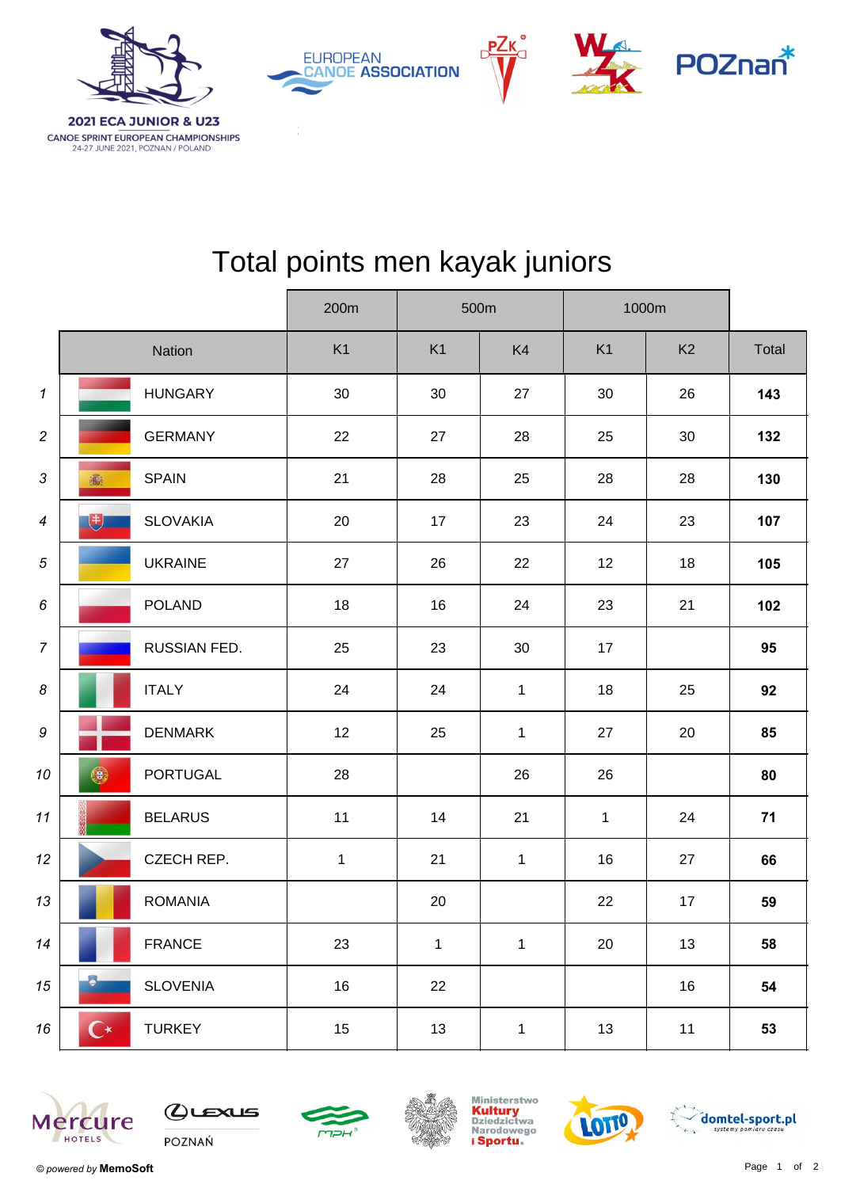2021 ECA JUNIOR & U23

CANOE SPRINT EUROPEAN CHAMPIONSHIPS

24-27 JUNE 2021, POZNAN / POLAND

# Total points men kayak juniors

| | Nation | 200m | 500m | | 1000m | | |
|---|---|---|---|---|---|---|---|
| | | K1 | K1 | K4 | K1 | K2 | Total |
| *1* | HUNGARY | 30 | 30 | 27 | 30 | 26 | **143** |
| *2* | GERMANY | 22 | 27 | 28 | 25 | 30 | **132** |
| *3* | SPAIN | 21 | 28 | 25 | 28 | 28 | **130** |
| *4* | SLOVAKIA | 20 | 17 | 23 | 24 | 23 | **107** |
| *5* | UKRAINE | 27 | 26 | 22 | 12 | 18 | **105** |
| *6* | POLAND | 18 | 16 | 24 | 23 | 21 | **102** |
| *7* | RUSSIAN FED. | 25 | 23 | 30 | 17 | | **95** |
| *8* | ITALY | 24 | 24 | 1 | 18 | 25 | **92** |
| *9* | DENMARK | 12 | 25 | 1 | 27 | 20 | **85** |
| *10* | PORTUGAL | 28 | | 26 | 26 | | **80** |
| *11* | BELARUS | 11 | 14 | 21 | 1 | 24 | **71** |
| *12* | CZECH REP. | 1 | 21 | 1 | 16 | 27 | **66** |
| *13* | ROMANIA | | 20 | | 22 | 17 | **59** |
| *14* | FRANCE | 23 | 1 | 1 | 20 | 13 | **58** |
| *15* | SLOVENIA | 16 | 22 | | | 16 | **54** |
| *16* | TURKEY | 15 | 13 | 1 | 13 | 11 | **53** |

*© powered by* **MemoSoft**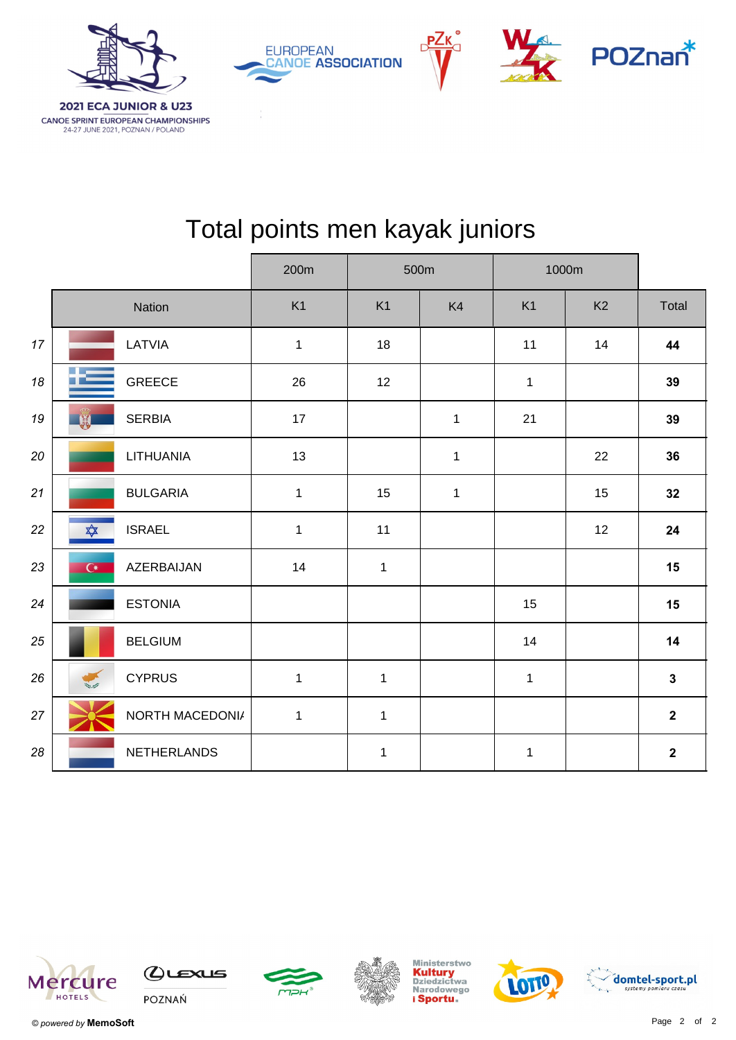2021 ECA JUNIOR & U23
CANOE SPRINT EUROPEAN CHAMPIONSHIPS
24-27 JUNE 2021, POZNAN / POLAND

# Total points men kayak juniors

| | Nation | 200m | 500m | | 1000m | | |
|---|---|---|---|---|---|---|---|
| | | K1 | K1 | K4 | K1 | K2 | Total |
| 17 | LATVIA | 1 | 18 | | 11 | 14 | **44** |
| 18 | GREECE | 26 | 12 | | 1 | | **39** |
| 19 | SERBIA | 17 | | 1 | 21 | | **39** |
| 20 | LITHUANIA | 13 | | 1 | | 22 | **36** |
| 21 | BULGARIA | 1 | 15 | 1 | | 15 | **32** |
| 22 | ISRAEL | 1 | 11 | | | 12 | **24** |
| 23 | AZERBAIJAN | 14 | 1 | | | | **15** |
| 24 | ESTONIA | | | | 15 | | **15** |
| 25 | BELGIUM | | | | 14 | | **14** |
| 26 | CYPRUS | 1 | 1 | | 1 | | **3** |
| 27 | NORTH MACEDONI/ | 1 | 1 | | | | **2** |
| 28 | NETHERLANDS | | 1 | | 1 | | **2** |

© *powered by* **MemoSoft**